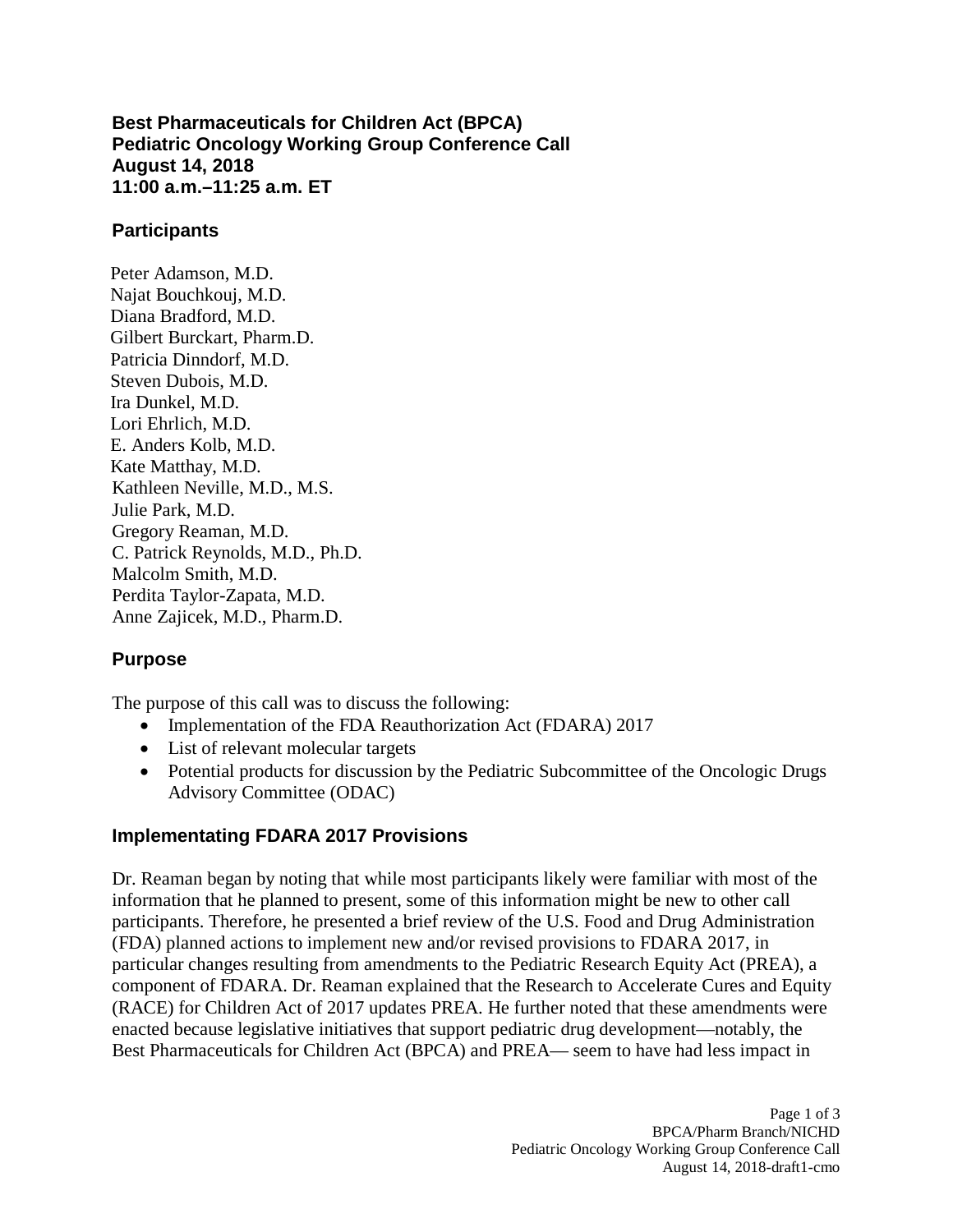# Best Pharmaceuticals for Children Act (BPCA)
# Pediatric Oncology Working Group Conference Call
# August 14, 2018
# 11:00 a.m.–11:25 a.m. ET

## Participants

Peter Adamson, M.D.
Najat Bouchkouj, M.D.
Diana Bradford, M.D.
Gilbert Burckart, Pharm.D.
Patricia Dinndorf, M.D.
Steven Dubois, M.D.
Ira Dunkel, M.D.
Lori Ehrlich, M.D.
E. Anders Kolb, M.D.
Kate Matthay, M.D.
Kathleen Neville, M.D., M.S.
Julie Park, M.D.
Gregory Reaman, M.D.
C. Patrick Reynolds, M.D., Ph.D.
Malcolm Smith, M.D.
Perdita Taylor-Zapata, M.D.
Anne Zajicek, M.D., Pharm.D.

## Purpose

The purpose of this call was to discuss the following:

- Implementation of the FDA Reauthorization Act (FDARA) 2017
- List of relevant molecular targets
- Potential products for discussion by the Pediatric Subcommittee of the Oncologic Drugs Advisory Committee (ODAC)

## Implementating FDARA 2017 Provisions

Dr. Reaman began by noting that while most participants likely were familiar with most of the information that he planned to present, some of this information might be new to other call participants. Therefore, he presented a brief review of the U.S. Food and Drug Administration (FDA) planned actions to implement new and/or revised provisions to FDARA 2017, in particular changes resulting from amendments to the Pediatric Research Equity Act (PREA), a component of FDARA. Dr. Reaman explained that the Research to Accelerate Cures and Equity (RACE) for Children Act of 2017 updates PREA. He further noted that these amendments were enacted because legislative initiatives that support pediatric drug development—notably, the Best Pharmaceuticals for Children Act (BPCA) and PREA— seem to have had less impact in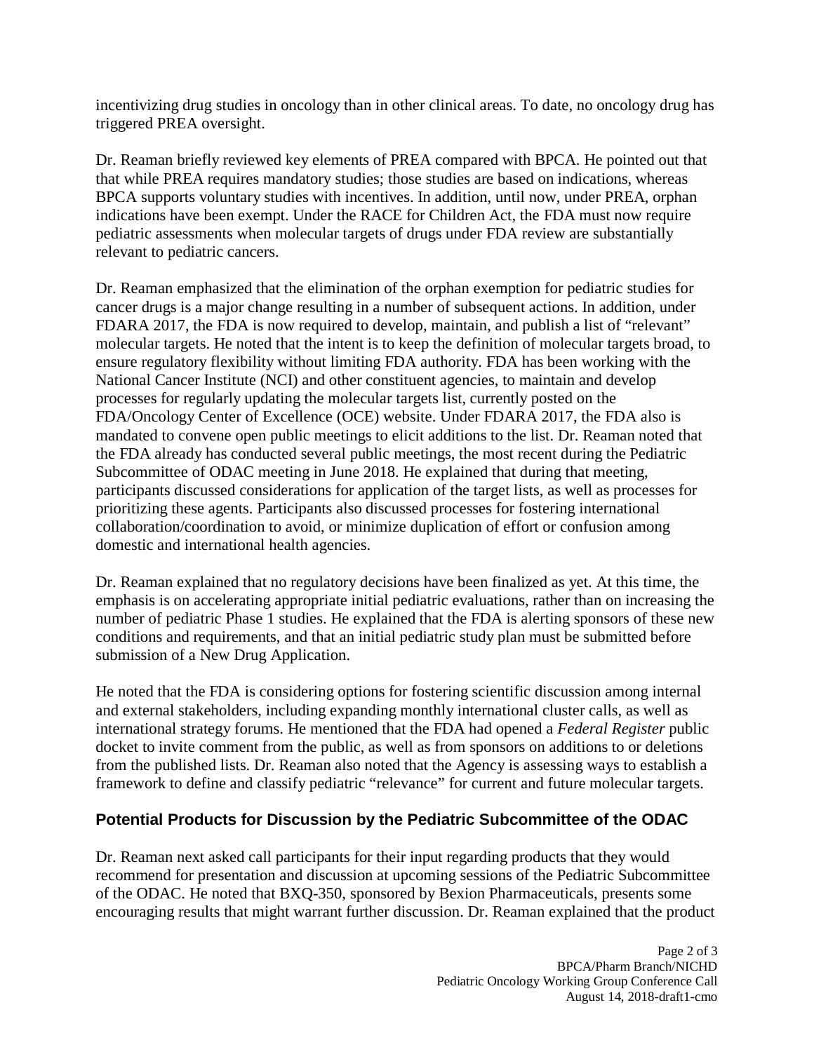incentivizing drug studies in oncology than in other clinical areas. To date, no oncology drug has triggered PREA oversight.

Dr. Reaman briefly reviewed key elements of PREA compared with BPCA. He pointed out that that while PREA requires mandatory studies; those studies are based on indications, whereas BPCA supports voluntary studies with incentives. In addition, until now, under PREA, orphan indications have been exempt. Under the RACE for Children Act, the FDA must now require pediatric assessments when molecular targets of drugs under FDA review are substantially relevant to pediatric cancers.

Dr. Reaman emphasized that the elimination of the orphan exemption for pediatric studies for cancer drugs is a major change resulting in a number of subsequent actions. In addition, under FDARA 2017, the FDA is now required to develop, maintain, and publish a list of "relevant" molecular targets. He noted that the intent is to keep the definition of molecular targets broad, to ensure regulatory flexibility without limiting FDA authority. FDA has been working with the National Cancer Institute (NCI) and other constituent agencies, to maintain and develop processes for regularly updating the molecular targets list, currently posted on the FDA/Oncology Center of Excellence (OCE) website. Under FDARA 2017, the FDA also is mandated to convene open public meetings to elicit additions to the list. Dr. Reaman noted that the FDA already has conducted several public meetings, the most recent during the Pediatric Subcommittee of ODAC meeting in June 2018. He explained that during that meeting, participants discussed considerations for application of the target lists, as well as processes for prioritizing these agents. Participants also discussed processes for fostering international collaboration/coordination to avoid, or minimize duplication of effort or confusion among domestic and international health agencies.

Dr. Reaman explained that no regulatory decisions have been finalized as yet. At this time, the emphasis is on accelerating appropriate initial pediatric evaluations, rather than on increasing the number of pediatric Phase 1 studies. He explained that the FDA is alerting sponsors of these new conditions and requirements, and that an initial pediatric study plan must be submitted before submission of a New Drug Application.

He noted that the FDA is considering options for fostering scientific discussion among internal and external stakeholders, including expanding monthly international cluster calls, as well as international strategy forums. He mentioned that the FDA had opened a *Federal Register* public docket to invite comment from the public, as well as from sponsors on additions to or deletions from the published lists. Dr. Reaman also noted that the Agency is assessing ways to establish a framework to define and classify pediatric "relevance" for current and future molecular targets.

## Potential Products for Discussion by the Pediatric Subcommittee of the ODAC

Dr. Reaman next asked call participants for their input regarding products that they would recommend for presentation and discussion at upcoming sessions of the Pediatric Subcommittee of the ODAC. He noted that BXQ-350, sponsored by Bexion Pharmaceuticals, presents some encouraging results that might warrant further discussion. Dr. Reaman explained that the product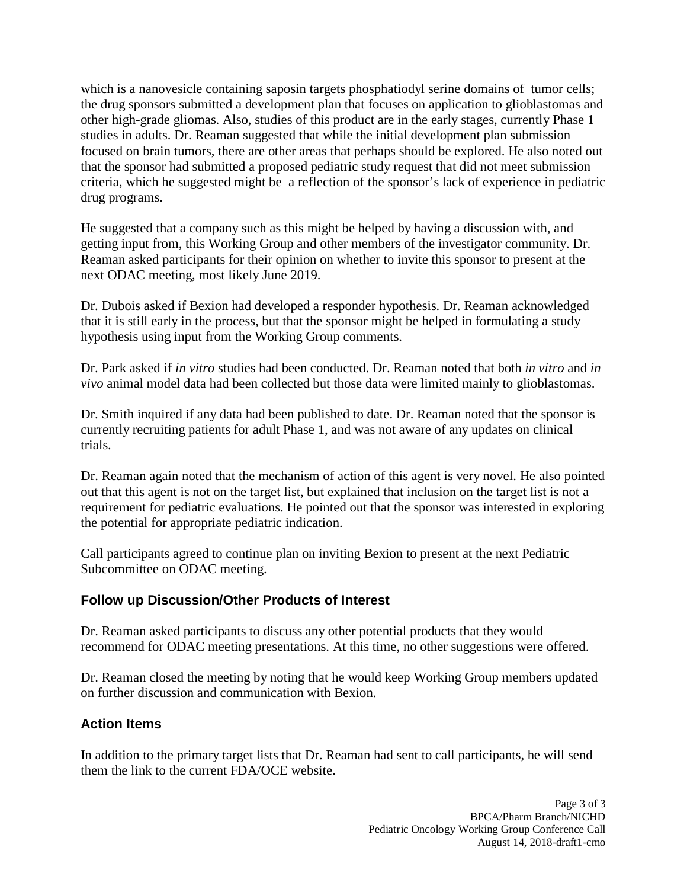which is a nanovesicle containing saposin targets phosphatiodyl serine domains of tumor cells; the drug sponsors submitted a development plan that focuses on application to glioblastomas and other high-grade gliomas. Also, studies of this product are in the early stages, currently Phase 1 studies in adults. Dr. Reaman suggested that while the initial development plan submission focused on brain tumors, there are other areas that perhaps should be explored. He also noted out that the sponsor had submitted a proposed pediatric study request that did not meet submission criteria, which he suggested might be a reflection of the sponsor's lack of experience in pediatric drug programs.

He suggested that a company such as this might be helped by having a discussion with, and getting input from, this Working Group and other members of the investigator community. Dr. Reaman asked participants for their opinion on whether to invite this sponsor to present at the next ODAC meeting, most likely June 2019.

Dr. Dubois asked if Bexion had developed a responder hypothesis. Dr. Reaman acknowledged that it is still early in the process, but that the sponsor might be helped in formulating a study hypothesis using input from the Working Group comments.

Dr. Park asked if *in vitro* studies had been conducted. Dr. Reaman noted that both *in vitro* and *in vivo* animal model data had been collected but those data were limited mainly to glioblastomas.

Dr. Smith inquired if any data had been published to date. Dr. Reaman noted that the sponsor is currently recruiting patients for adult Phase 1, and was not aware of any updates on clinical trials.

Dr. Reaman again noted that the mechanism of action of this agent is very novel. He also pointed out that this agent is not on the target list, but explained that inclusion on the target list is not a requirement for pediatric evaluations. He pointed out that the sponsor was interested in exploring the potential for appropriate pediatric indication.

Call participants agreed to continue plan on inviting Bexion to present at the next Pediatric Subcommittee on ODAC meeting.

## Follow up Discussion/Other Products of Interest

Dr. Reaman asked participants to discuss any other potential products that they would recommend for ODAC meeting presentations. At this time, no other suggestions were offered.

Dr. Reaman closed the meeting by noting that he would keep Working Group members updated on further discussion and communication with Bexion.

## Action Items

In addition to the primary target lists that Dr. Reaman had sent to call participants, he will send them the link to the current FDA/OCE website.